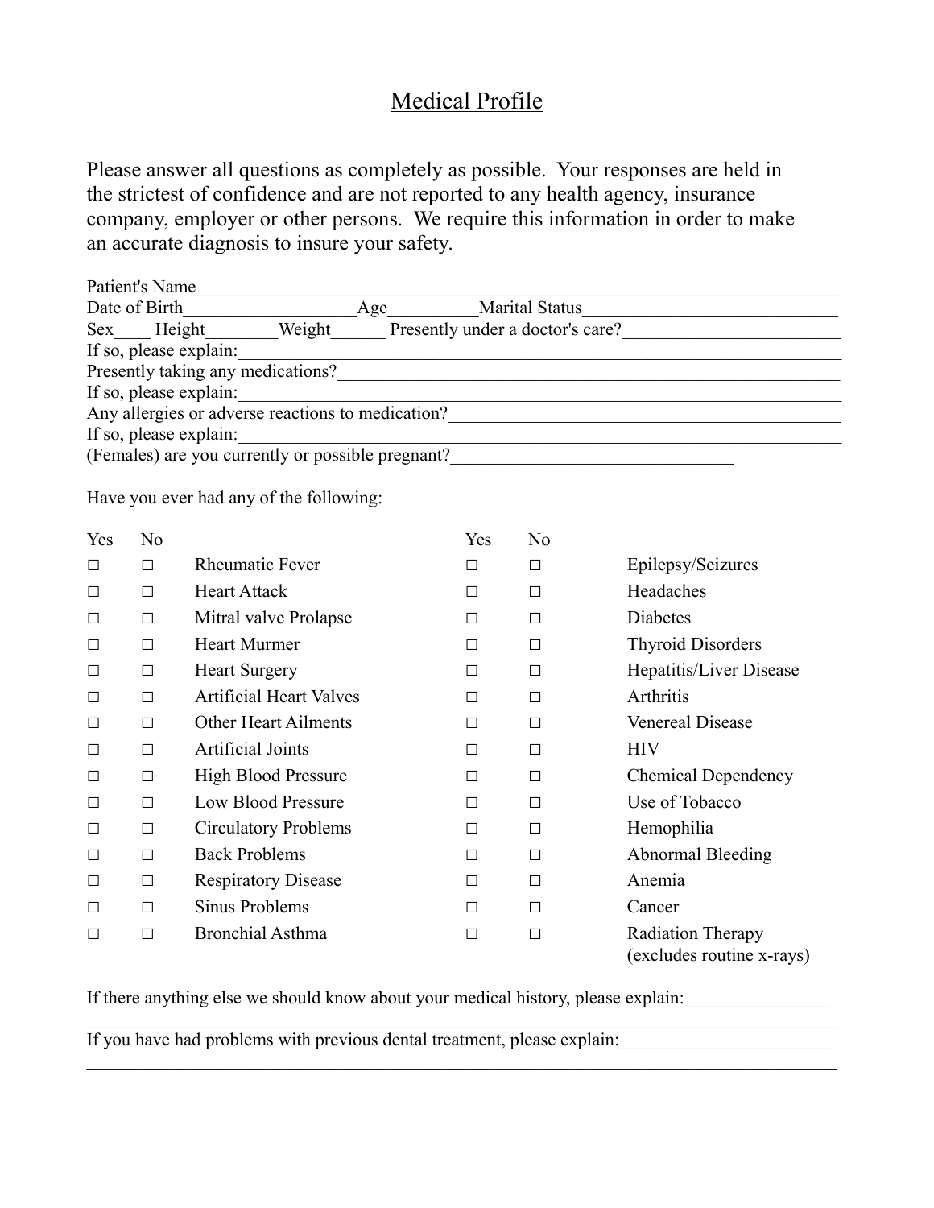# Medical Profile

Please answer all questions as completely as possible. Your responses are held in the strictest of confidence and are not reported to any health agency, insurance company, employer or other persons. We require this information in order to make an accurate diagnosis to insure your safety.

Patient's Name___________________________________________________________________________

Date of Birth__________________Age_________Marital Status____________________________

Sex____ Height________Weight______ Presently under a doctor's care?________________________

If so, please explain:_____________________________________________________________________

Presently taking any medications?___________________________________________________________

If so, please explain:_____________________________________________________________________

Any allergies or adverse reactions to medication?_____________________________________________

If so, please explain:_____________________________________________________________________

(Females) are you currently or possible pregnant?_______________________________

Have you ever had any of the following:

| Yes | No | | Yes | No | |
|---|---|---|---|---|---|
| ☐ | ☐ | Rheumatic Fever | ☐ | ☐ | Epilepsy/Seizures |
| ☐ | ☐ | Heart Attack | ☐ | ☐ | Headaches |
| ☐ | ☐ | Mitral valve Prolapse | ☐ | ☐ | Diabetes |
| ☐ | ☐ | Heart Murmer | ☐ | ☐ | Thyroid Disorders |
| ☐ | ☐ | Heart Surgery | ☐ | ☐ | Hepatitis/Liver Disease |
| ☐ | ☐ | Artificial Heart Valves | ☐ | ☐ | Arthritis |
| ☐ | ☐ | Other Heart Ailments | ☐ | ☐ | Venereal Disease |
| ☐ | ☐ | Artificial Joints | ☐ | ☐ | HIV |
| ☐ | ☐ | High Blood Pressure | ☐ | ☐ | Chemical Dependency |
| ☐ | ☐ | Low Blood Pressure | ☐ | ☐ | Use of Tobacco |
| ☐ | ☐ | Circulatory Problems | ☐ | ☐ | Hemophilia |
| ☐ | ☐ | Back Problems | ☐ | ☐ | Abnormal Bleeding |
| ☐ | ☐ | Respiratory Disease | ☐ | ☐ | Anemia |
| ☐ | ☐ | Sinus Problems | ☐ | ☐ | Cancer |
| ☐ | ☐ | Bronchial Asthma | ☐ | ☐ | Radiation Therapy (excludes routine x-rays) |

If there anything else we should know about your medical history, please explain:________________
__________________________________________________________________________________________

If you have had problems with previous dental treatment, please explain:_______________________
__________________________________________________________________________________________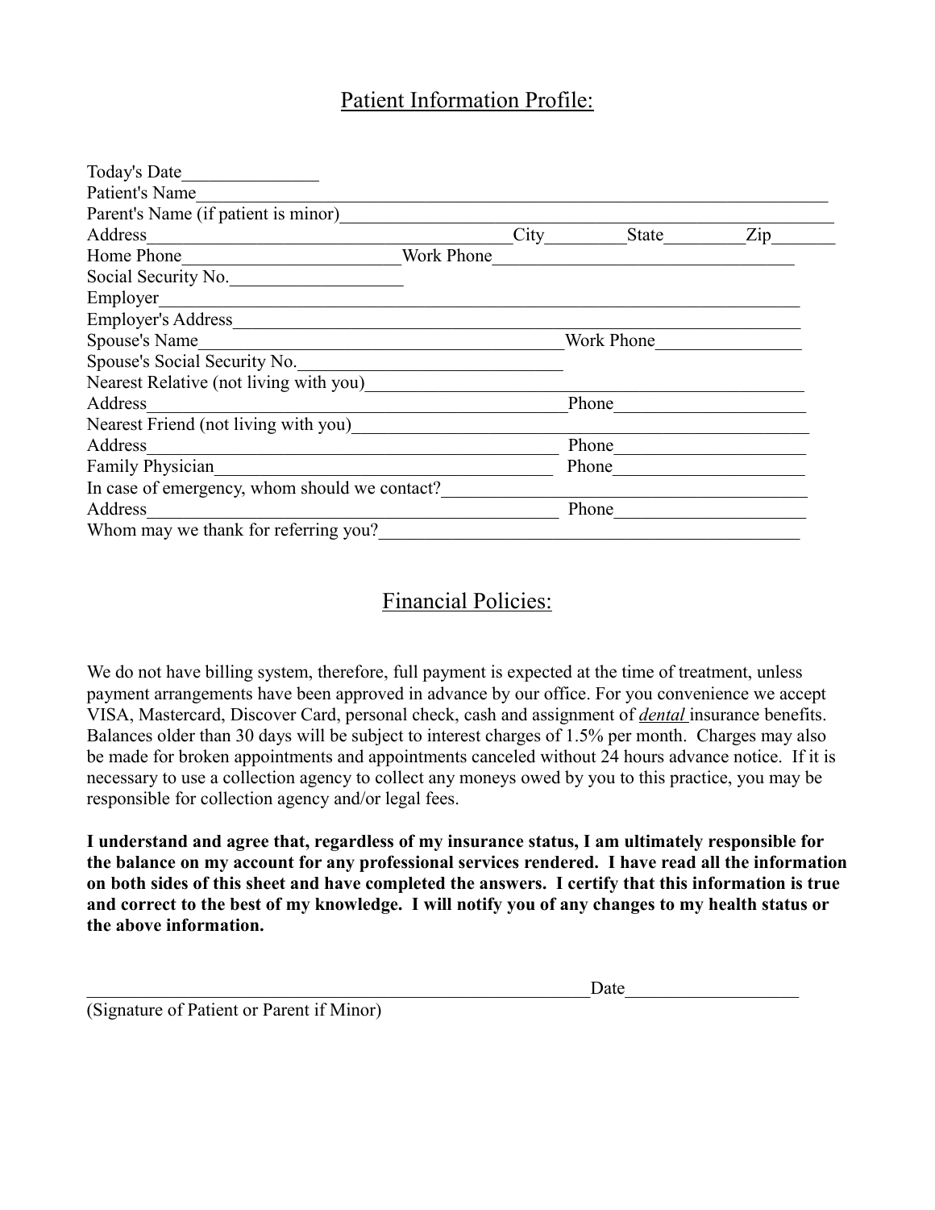# Patient Information Profile:

Today's Date_______________
Patient's Name______________________________________________________________________
Parent's Name (if patient is minor)_____________________________________________________
Address_________________________________________City________State________Zip_______
Home Phone_______________________Work Phone__________________________________
Social Security No.___________________
Employer____________________________________________________________________
Employer's Address___________________________________________________________
Spouse's Name_________________________________________Work Phone________________
Spouse's Social Security No._____________________________
Nearest Relative (not living with you)_____________________________________________
Address______________________________________________Phone_____________________
Nearest Friend (not living with you)______________________________________________
Address______________________________________________ Phone_____________________
Family Physician______________________________________ Phone_____________________
In case of emergency, whom should we contact?_____________________________________
Address______________________________________________ Phone_____________________
Whom may we thank for referring you?_______________________________________________

# Financial Policies:

We do not have billing system, therefore, full payment is expected at the time of treatment, unless payment arrangements have been approved in advance by our office. For you convenience we accept VISA, Mastercard, Discover Card, personal check, cash and assignment of ***dental*** insurance benefits. Balances older than 30 days will be subject to interest charges of 1.5% per month. Charges may also be made for broken appointments and appointments canceled without 24 hours advance notice. If it is necessary to use a collection agency to collect any moneys owed by you to this practice, you may be responsible for collection agency and/or legal fees.

**I understand and agree that, regardless of my insurance status, I am ultimately responsible for the balance on my account for any professional services rendered. I have read all the information on both sides of this sheet and have completed the answers. I certify that this information is true and correct to the best of my knowledge. I will notify you of any changes to my health status or the above information.**

__________________________________________________________Date___________________
(Signature of Patient or Parent if Minor)